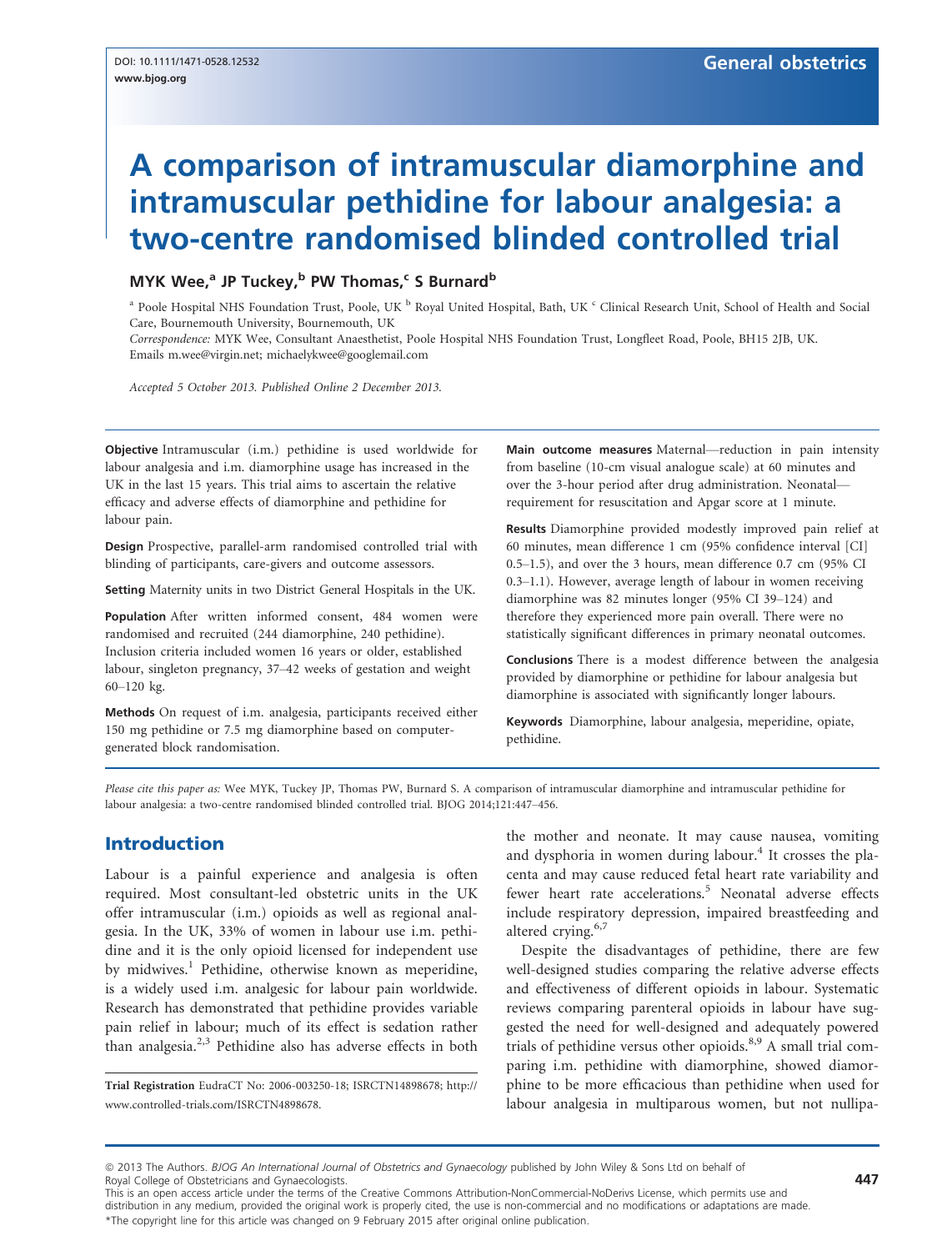DOI: 10.1111/1471-0528.12532
www.bjog.org

General obstetrics

# A comparison of intramuscular diamorphine and intramuscular pethidine for labour analgesia: a two-centre randomised blinded controlled trial

**MYK Wee,[a] JP Tuckey,[b] PW Thomas,[c] S Burnard[b]**

[a] Poole Hospital NHS Foundation Trust, Poole, UK [b] Royal United Hospital, Bath, UK [c] Clinical Research Unit, School of Health and Social Care, Bournemouth University, Bournemouth, UK

*Correspondence:* MYK Wee, Consultant Anaesthetist, Poole Hospital NHS Foundation Trust, Longfleet Road, Poole, BH15 2JB, UK. Emails m.wee@virgin.net; michaelykwee@googlemail.com

*Accepted 5 October 2013. Published Online 2 December 2013.*

**Objective** Intramuscular (i.m.) pethidine is used worldwide for labour analgesia and i.m. diamorphine usage has increased in the UK in the last 15 years. This trial aims to ascertain the relative efficacy and adverse effects of diamorphine and pethidine for labour pain.

**Design** Prospective, parallel-arm randomised controlled trial with blinding of participants, care-givers and outcome assessors.

**Setting** Maternity units in two District General Hospitals in the UK.

**Population** After written informed consent, 484 women were randomised and recruited (244 diamorphine, 240 pethidine). Inclusion criteria included women 16 years or older, established labour, singleton pregnancy, 37–42 weeks of gestation and weight 60–120 kg.

**Methods** On request of i.m. analgesia, participants received either 150 mg pethidine or 7.5 mg diamorphine based on computer-generated block randomisation.

**Main outcome measures** Maternal—reduction in pain intensity from baseline (10-cm visual analogue scale) at 60 minutes and over the 3-hour period after drug administration. Neonatal—requirement for resuscitation and Apgar score at 1 minute.

**Results** Diamorphine provided modestly improved pain relief at 60 minutes, mean difference 1 cm (95% confidence interval [CI] 0.5–1.5), and over the 3 hours, mean difference 0.7 cm (95% CI 0.3–1.1). However, average length of labour in women receiving diamorphine was 82 minutes longer (95% CI 39–124) and therefore they experienced more pain overall. There were no statistically significant differences in primary neonatal outcomes.

**Conclusions** There is a modest difference between the analgesia provided by diamorphine or pethidine for labour analgesia but diamorphine is associated with significantly longer labours.

**Keywords** Diamorphine, labour analgesia, meperidine, opiate, pethidine.

*Please cite this paper as:* Wee MYK, Tuckey JP, Thomas PW, Burnard S. A comparison of intramuscular diamorphine and intramuscular pethidine for labour analgesia: a two-centre randomised blinded controlled trial. BJOG 2014;121:447–456.

## Introduction

Labour is a painful experience and analgesia is often required. Most consultant-led obstetric units in the UK offer intramuscular (i.m.) opioids as well as regional analgesia. In the UK, 33% of women in labour use i.m. pethidine and it is the only opioid licensed for independent use by midwives.[1] Pethidine, otherwise known as meperidine, is a widely used i.m. analgesic for labour pain worldwide. Research has demonstrated that pethidine provides variable pain relief in labour; much of its effect is sedation rather than analgesia.[2,3] Pethidine also has adverse effects in both the mother and neonate. It may cause nausea, vomiting and dysphoria in women during labour.[4] It crosses the placenta and may cause reduced fetal heart rate variability and fewer heart rate accelerations.[5] Neonatal adverse effects include respiratory depression, impaired breastfeeding and altered crying.[6,7]

Despite the disadvantages of pethidine, there are few well-designed studies comparing the relative adverse effects and effectiveness of different opioids in labour. Systematic reviews comparing parenteral opioids in labour have suggested the need for well-designed and adequately powered trials of pethidine versus other opioids.[8,9] A small trial comparing i.m. pethidine with diamorphine, showed diamorphine to be more efficacious than pethidine when used for labour analgesia in multiparous women, but not nullipa-

Trial Registration EudraCT No: 2006-003250-18; ISRCTN14898678; http://www.controlled-trials.com/ISRCTN4898678.

© 2013 The Authors. *BJOG An International Journal of Obstetrics and Gynaecology* published by John Wiley & Sons Ltd on behalf of Royal College of Obstetricians and Gynaecologists.
This is an open access article under the terms of the Creative Commons Attribution-NonCommercial-NoDerivs License, which permits use and distribution in any medium, provided the original work is properly cited, the use is non-commercial and no modifications or adaptations are made.
*The copyright line for this article was changed on 9 February 2015 after original online publication.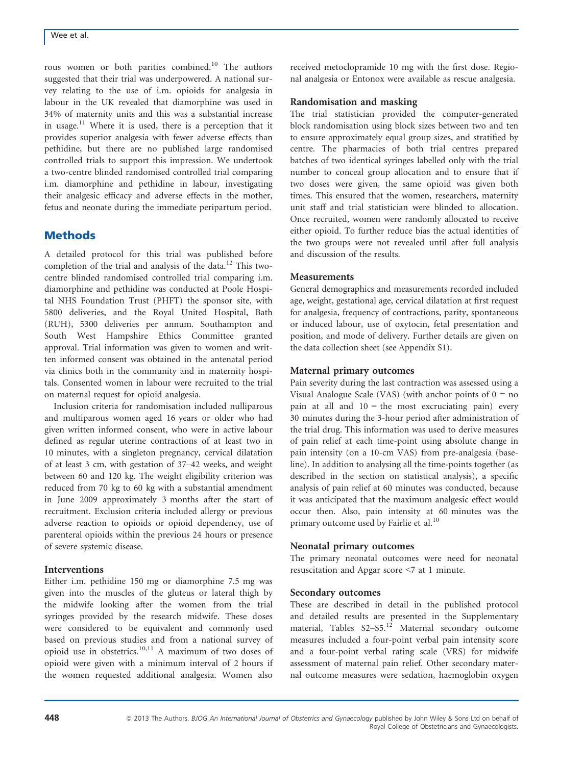rous women or both parities combined.[10] The authors suggested that their trial was underpowered. A national survey relating to the use of i.m. opioids for analgesia in labour in the UK revealed that diamorphine was used in 34% of maternity units and this was a substantial increase in usage.[11] Where it is used, there is a perception that it provides superior analgesia with fewer adverse effects than pethidine, but there are no published large randomised controlled trials to support this impression. We undertook a two-centre blinded randomised controlled trial comparing i.m. diamorphine and pethidine in labour, investigating their analgesic efficacy and adverse effects in the mother, fetus and neonate during the immediate peripartum period.

## Methods

A detailed protocol for this trial was published before completion of the trial and analysis of the data.[12] This two-centre blinded randomised controlled trial comparing i.m. diamorphine and pethidine was conducted at Poole Hospital NHS Foundation Trust (PHFT) the sponsor site, with 5800 deliveries, and the Royal United Hospital, Bath (RUH), 5300 deliveries per annum. Southampton and South West Hampshire Ethics Committee granted approval. Trial information was given to women and written informed consent was obtained in the antenatal period via clinics both in the community and in maternity hospitals. Consented women in labour were recruited to the trial on maternal request for opioid analgesia.

Inclusion criteria for randomisation included nulliparous and multiparous women aged 16 years or older who had given written informed consent, who were in active labour defined as regular uterine contractions of at least two in 10 minutes, with a singleton pregnancy, cervical dilatation of at least 3 cm, with gestation of 37–42 weeks, and weight between 60 and 120 kg. The weight eligibility criterion was reduced from 70 kg to 60 kg with a substantial amendment in June 2009 approximately 3 months after the start of recruitment. Exclusion criteria included allergy or previous adverse reaction to opioids or opioid dependency, use of parenteral opioids within the previous 24 hours or presence of severe systemic disease.

### Interventions

Either i.m. pethidine 150 mg or diamorphine 7.5 mg was given into the muscles of the gluteus or lateral thigh by the midwife looking after the women from the trial syringes provided by the research midwife. These doses were considered to be equivalent and commonly used based on previous studies and from a national survey of opioid use in obstetrics.[10,11] A maximum of two doses of opioid were given with a minimum interval of 2 hours if the women requested additional analgesia. Women also received metoclopramide 10 mg with the first dose. Regional analgesia or Entonox were available as rescue analgesia.

### Randomisation and masking

The trial statistician provided the computer-generated block randomisation using block sizes between two and ten to ensure approximately equal group sizes, and stratified by centre. The pharmacies of both trial centres prepared batches of two identical syringes labelled only with the trial number to conceal group allocation and to ensure that if two doses were given, the same opioid was given both times. This ensured that the women, researchers, maternity unit staff and trial statistician were blinded to allocation. Once recruited, women were randomly allocated to receive either opioid. To further reduce bias the actual identities of the two groups were not revealed until after full analysis and discussion of the results.

### Measurements

General demographics and measurements recorded included age, weight, gestational age, cervical dilatation at first request for analgesia, frequency of contractions, parity, spontaneous or induced labour, use of oxytocin, fetal presentation and position, and mode of delivery. Further details are given on the data collection sheet (see Appendix S1).

### Maternal primary outcomes

Pain severity during the last contraction was assessed using a Visual Analogue Scale (VAS) (with anchor points of 0 = no pain at all and 10 = the most excruciating pain) every 30 minutes during the 3-hour period after administration of the trial drug. This information was used to derive measures of pain relief at each time-point using absolute change in pain intensity (on a 10-cm VAS) from pre-analgesia (baseline). In addition to analysing all the time-points together (as described in the section on statistical analysis), a specific analysis of pain relief at 60 minutes was conducted, because it was anticipated that the maximum analgesic effect would occur then. Also, pain intensity at 60 minutes was the primary outcome used by Fairlie et al.[10]

### Neonatal primary outcomes

The primary neonatal outcomes were need for neonatal resuscitation and Apgar score <7 at 1 minute.

### Secondary outcomes

These are described in detail in the published protocol and detailed results are presented in the Supplementary material, Tables S2–S5.[12] Maternal secondary outcome measures included a four-point verbal pain intensity score and a four-point verbal rating scale (VRS) for midwife assessment of maternal pain relief. Other secondary maternal outcome measures were sedation, haemoglobin oxygen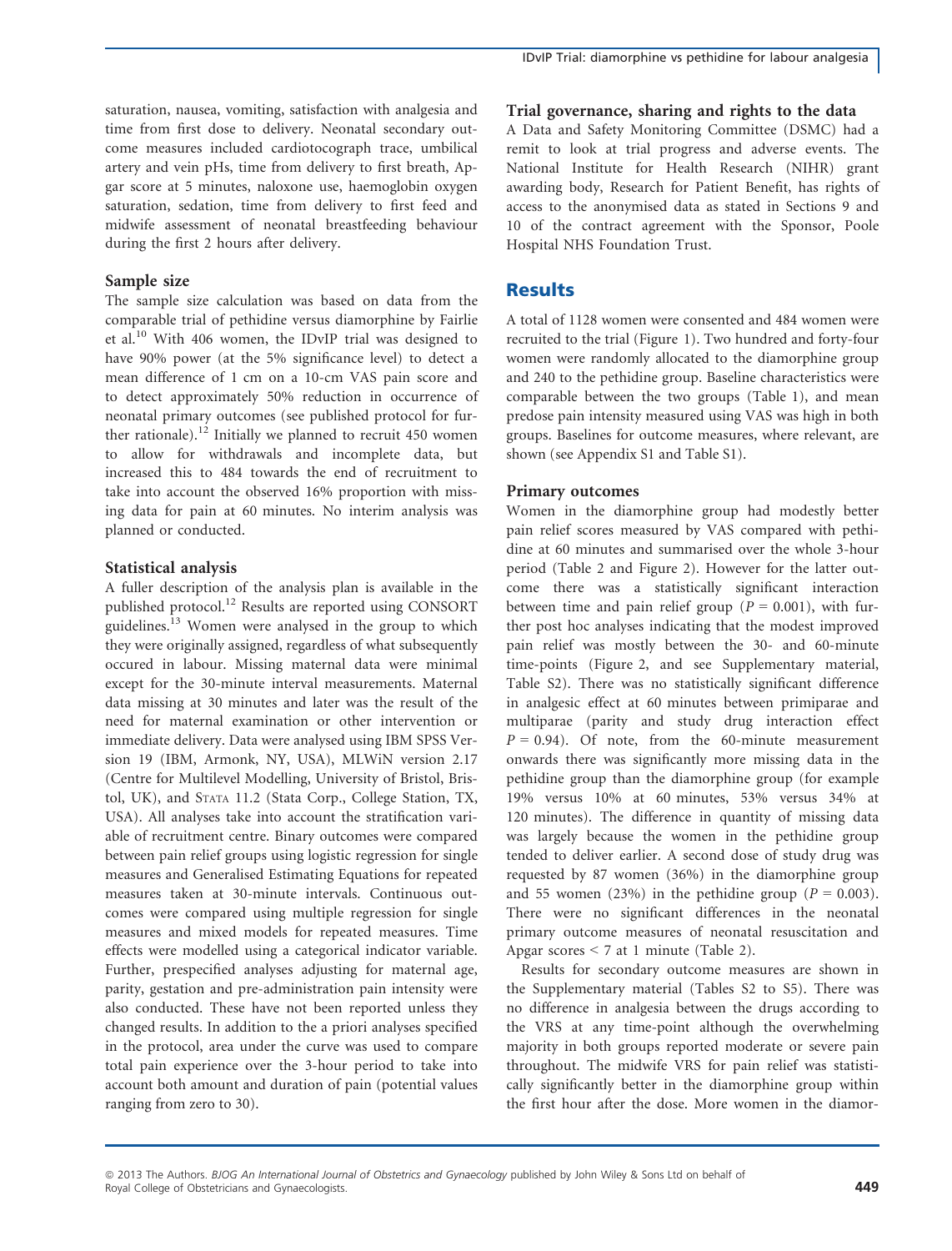saturation, nausea, vomiting, satisfaction with analgesia and time from first dose to delivery. Neonatal secondary outcome measures included cardiotocograph trace, umbilical artery and vein pHs, time from delivery to first breath, Apgar score at 5 minutes, naloxone use, haemoglobin oxygen saturation, sedation, time from delivery to first feed and midwife assessment of neonatal breastfeeding behaviour during the first 2 hours after delivery.

### Sample size

The sample size calculation was based on data from the comparable trial of pethidine versus diamorphine by Fairlie et al.[10] With 406 women, the IDvIP trial was designed to have 90% power (at the 5% significance level) to detect a mean difference of 1 cm on a 10-cm VAS pain score and to detect approximately 50% reduction in occurrence of neonatal primary outcomes (see published protocol for further rationale).[12] Initially we planned to recruit 450 women to allow for withdrawals and incomplete data, but increased this to 484 towards the end of recruitment to take into account the observed 16% proportion with missing data for pain at 60 minutes. No interim analysis was planned or conducted.

### Statistical analysis

A fuller description of the analysis plan is available in the published protocol.[12] Results are reported using CONSORT guidelines.[13] Women were analysed in the group to which they were originally assigned, regardless of what subsequently occured in labour. Missing maternal data were minimal except for the 30-minute interval measurements. Maternal data missing at 30 minutes and later was the result of the need for maternal examination or other intervention or immediate delivery. Data were analysed using IBM SPSS Version 19 (IBM, Armonk, NY, USA), MLWiN version 2.17 (Centre for Multilevel Modelling, University of Bristol, Bristol, UK), and STATA 11.2 (Stata Corp., College Station, TX, USA). All analyses take into account the stratification variable of recruitment centre. Binary outcomes were compared between pain relief groups using logistic regression for single measures and Generalised Estimating Equations for repeated measures taken at 30-minute intervals. Continuous outcomes were compared using multiple regression for single measures and mixed models for repeated measures. Time effects were modelled using a categorical indicator variable. Further, prespecified analyses adjusting for maternal age, parity, gestation and pre-administration pain intensity were also conducted. These have not been reported unless they changed results. In addition to the a priori analyses specified in the protocol, area under the curve was used to compare total pain experience over the 3-hour period to take into account both amount and duration of pain (potential values ranging from zero to 30).

### Trial governance, sharing and rights to the data

A Data and Safety Monitoring Committee (DSMC) had a remit to look at trial progress and adverse events. The National Institute for Health Research (NIHR) grant awarding body, Research for Patient Benefit, has rights of access to the anonymised data as stated in Sections 9 and 10 of the contract agreement with the Sponsor, Poole Hospital NHS Foundation Trust.

## Results

A total of 1128 women were consented and 484 women were recruited to the trial (Figure 1). Two hundred and forty-four women were randomly allocated to the diamorphine group and 240 to the pethidine group. Baseline characteristics were comparable between the two groups (Table 1), and mean predose pain intensity measured using VAS was high in both groups. Baselines for outcome measures, where relevant, are shown (see Appendix S1 and Table S1).

### Primary outcomes

Women in the diamorphine group had modestly better pain relief scores measured by VAS compared with pethidine at 60 minutes and summarised over the whole 3-hour period (Table 2 and Figure 2). However for the latter outcome there was a statistically significant interaction between time and pain relief group ($P = 0.001$), with further post hoc analyses indicating that the modest improved pain relief was mostly between the 30- and 60-minute time-points (Figure 2, and see Supplementary material, Table S2). There was no statistically significant difference in analgesic effect at 60 minutes between primiparae and multiparae (parity and study drug interaction effect $P = 0.94$). Of note, from the 60-minute measurement onwards there was significantly more missing data in the pethidine group than the diamorphine group (for example 19% versus 10% at 60 minutes, 53% versus 34% at 120 minutes). The difference in quantity of missing data was largely because the women in the pethidine group tended to deliver earlier. A second dose of study drug was requested by 87 women (36%) in the diamorphine group and 55 women (23%) in the pethidine group ($P = 0.003$). There were no significant differences in the neonatal primary outcome measures of neonatal resuscitation and Apgar scores < 7 at 1 minute (Table 2).

Results for secondary outcome measures are shown in the Supplementary material (Tables S2 to S5). There was no difference in analgesia between the drugs according to the VRS at any time-point although the overwhelming majority in both groups reported moderate or severe pain throughout. The midwife VRS for pain relief was statistically significantly better in the diamorphine group within the first hour after the dose. More women in the diamor-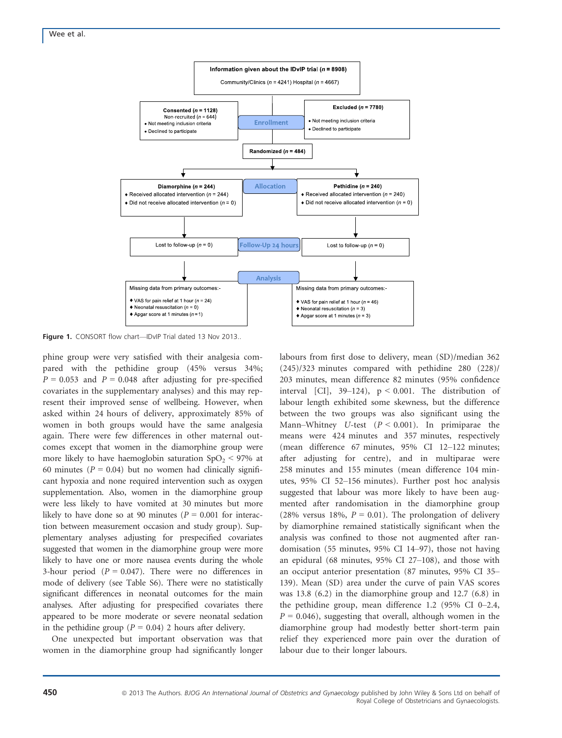**Information given about the IDvIP trial ($n$ = 8908)**

Community/Clinics ($n$ = 4241) Hospital ($n$ = 4667)

**Enrollment**

**Consented ($n$ = 1128)**
Non-recruited ($n$ = 644)
- Not meeting inclusion criteria
- Declined to participate

**Excluded ($n$ = 7780)**
- Not meeting inclusion criteria
- Declined to participate

**Randomized ($n$ = 484)**

**Allocation**

**Diamorphine ($n$ = 244)**
- Received allocated intervention ($n$ = 244)
- Did not receive allocated intervention ($n$ = 0)

**Pethidine ($n$ = 240)**
- Received allocated intervention ($n$ = 240)
- Did not receive allocated intervention ($n$ = 0)

**Follow-Up 24 hours**

Lost to follow-up ($n$ = 0)

Lost to follow-up ($n$ = 0)

**Analysis**

Missing data from primary outcomes:-
- VAS for pain relief at 1 hour ($n$ = 24)
- Neonatal resuscitation ($n$ = 0)
- Apgar score at 1 minutes ($n$ = 1)

Missing data from primary outcomes:-
- VAS for pain relief at 1 hour ($n$ = 46)
- Neonatal resuscitation ($n$ = 3)
- Apgar score at 1 minutes ($n$ = 3)

**Figure 1.** CONSORT flow chart—IDvIP Trial dated 13 Nov 2013..

phine group were very satisfied with their analgesia compared with the pethidine group (45% versus 34%; $P = 0.053$ and $P = 0.048$ after adjusting for pre-specified covariates in the supplementary analyses) and this may represent their improved sense of wellbeing. However, when asked within 24 hours of delivery, approximately 85% of women in both groups would have the same analgesia again. There were few differences in other maternal outcomes except that women in the diamorphine group were more likely to have haemoglobin saturation $SpO_2 < 97\%$ at 60 minutes ($P = 0.04$) but no women had clinically significant hypoxia and none required intervention such as oxygen supplementation. Also, women in the diamorphine group were less likely to have vomited at 30 minutes but more likely to have done so at 90 minutes ($P = 0.001$ for interaction between measurement occasion and study group). Supplementary analyses adjusting for prespecified covariates suggested that women in the diamorphine group were more likely to have one or more nausea events during the whole 3-hour period ($P = 0.047$). There were no differences in mode of delivery (see Table S6). There were no statistically significant differences in neonatal outcomes for the main analyses. After adjusting for prespecified covariates there appeared to be more moderate or severe neonatal sedation in the pethidine group ($P = 0.04$) 2 hours after delivery.

One unexpected but important observation was that women in the diamorphine group had significantly longer labours from first dose to delivery, mean (SD)/median 362 (245)/323 minutes compared with pethidine 280 (228)/203 minutes, mean difference 82 minutes (95% confidence interval [CI], 39–124), $p < 0.001$. The distribution of labour length exhibited some skewness, but the difference between the two groups was also significant using the Mann–Whitney $U$-test ($P < 0.001$). In primiparae the means were 424 minutes and 357 minutes, respectively (mean difference 67 minutes, 95% CI 12–122 minutes; after adjusting for centre), and in multiparae were 258 minutes and 155 minutes (mean difference 104 minutes, 95% CI 52–156 minutes). Further post hoc analysis suggested that labour was more likely to have been augmented after randomisation in the diamorphine group (28% versus 18%, $P = 0.01$). The prolongation of delivery by diamorphine remained statistically significant when the analysis was confined to those not augmented after randomisation (55 minutes, 95% CI 14–97), those not having an epidural (68 minutes, 95% CI 27–108), and those with an occiput anterior presentation (87 minutes, 95% CI 35–139). Mean (SD) area under the curve of pain VAS scores was 13.8 (6.2) in the diamorphine group and 12.7 (6.8) in the pethidine group, mean difference 1.2 (95% CI 0–2.4, $P = 0.046$), suggesting that overall, although women in the diamorphine group had modestly better short-term pain relief they experienced more pain over the duration of labour due to their longer labours.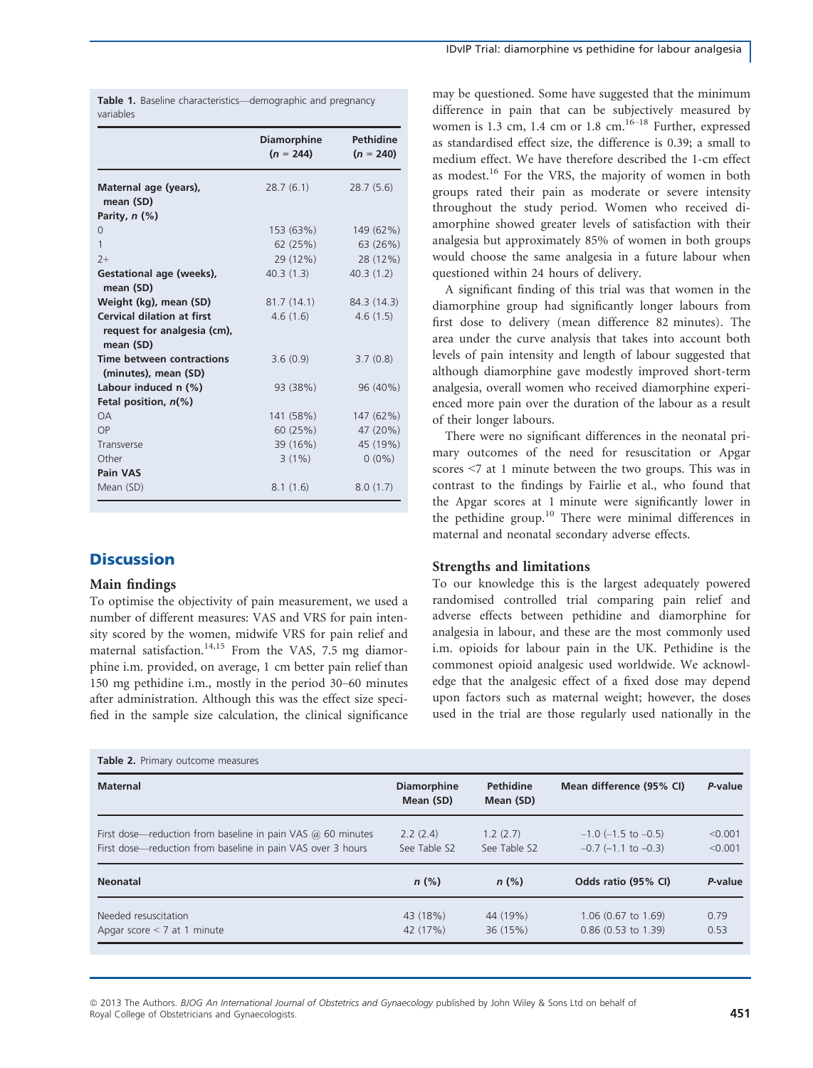**Table 1.** Baseline characteristics—demographic and pregnancy variables

| | Diamorphine (n = 244) | Pethidine (n = 240) |
|---|---|---|
| **Maternal age (years), mean (SD)** | 28.7 (6.1) | 28.7 (5.6) |
| **Parity, n (%)** | | |
| 0 | 153 (63%) | 149 (62%) |
| 1 | 62 (25%) | 63 (26%) |
| 2+ | 29 (12%) | 28 (12%) |
| **Gestational age (weeks), mean (SD)** | 40.3 (1.3) | 40.3 (1.2) |
| **Weight (kg), mean (SD)** | 81.7 (14.1) | 84.3 (14.3) |
| **Cervical dilation at first request for analgesia (cm), mean (SD)** | 4.6 (1.6) | 4.6 (1.5) |
| **Time between contractions (minutes), mean (SD)** | 3.6 (0.9) | 3.7 (0.8) |
| **Labour induced n (%)** | 93 (38%) | 96 (40%) |
| **Fetal position, n(%)** | | |
| OA | 141 (58%) | 147 (62%) |
| OP | 60 (25%) | 47 (20%) |
| Transverse | 39 (16%) | 45 (19%) |
| Other | 3 (1%) | 0 (0%) |
| **Pain VAS** | | |
| Mean (SD) | 8.1 (1.6) | 8.0 (1.7) |

## Discussion

### Main findings

To optimise the objectivity of pain measurement, we used a number of different measures: VAS and VRS for pain intensity scored by the women, midwife VRS for pain relief and maternal satisfaction.[14,15] From the VAS, 7.5 mg diamorphine i.m. provided, on average, 1 cm better pain relief than 150 mg pethidine i.m., mostly in the period 30–60 minutes after administration. Although this was the effect size specified in the sample size calculation, the clinical significance may be questioned. Some have suggested that the minimum difference in pain that can be subjectively measured by women is 1.3 cm, 1.4 cm or 1.8 cm.[16–18] Further, expressed as standardised effect size, the difference is 0.39; a small to medium effect. We have therefore described the 1-cm effect as modest.[16] For the VRS, the majority of women in both groups rated their pain as moderate or severe intensity throughout the study period. Women who received diamorphine showed greater levels of satisfaction with their analgesia but approximately 85% of women in both groups would choose the same analgesia in a future labour when questioned within 24 hours of delivery.

A significant finding of this trial was that women in the diamorphine group had significantly longer labours from first dose to delivery (mean difference 82 minutes). The area under the curve analysis that takes into account both levels of pain intensity and length of labour suggested that although diamorphine gave modestly improved short-term analgesia, overall women who received diamorphine experienced more pain over the duration of the labour as a result of their longer labours.

There were no significant differences in the neonatal primary outcomes of the need for resuscitation or Apgar scores <7 at 1 minute between the two groups. This was in contrast to the findings by Fairlie et al., who found that the Apgar scores at 1 minute were significantly lower in the pethidine group.[10] There were minimal differences in maternal and neonatal secondary adverse effects.

### Strengths and limitations

To our knowledge this is the largest adequately powered randomised controlled trial comparing pain relief and adverse effects between pethidine and diamorphine for analgesia in labour, and these are the most commonly used i.m. opioids for labour pain in the UK. Pethidine is the commonest opioid analgesic used worldwide. We acknowledge that the analgesic effect of a fixed dose may depend upon factors such as maternal weight; however, the doses used in the trial are those regularly used nationally in the

**Table 2.** Primary outcome measures

| **Maternal** | **Diamorphine Mean (SD)** | **Pethidine Mean (SD)** | **Mean difference (95% CI)** | ***P*-value** |
|---|---|---|---|---|
| First dose—reduction from baseline in pain VAS @ 60 minutes | 2.2 (2.4) | 1.2 (2.7) | −1.0 (−1.5 to −0.5) | <0.001 |
| First dose—reduction from baseline in pain VAS over 3 hours | See Table S2 | See Table S2 | −0.7 (−1.1 to −0.3) | <0.001 |
| **Neonatal** | ***n* (%)** | ***n* (%)** | **Odds ratio (95% CI)** | ***P*-value** |
| Needed resuscitation | 43 (18%) | 44 (19%) | 1.06 (0.67 to 1.69) | 0.79 |
| Apgar score < 7 at 1 minute | 42 (17%) | 36 (15%) | 0.86 (0.53 to 1.39) | 0.53 |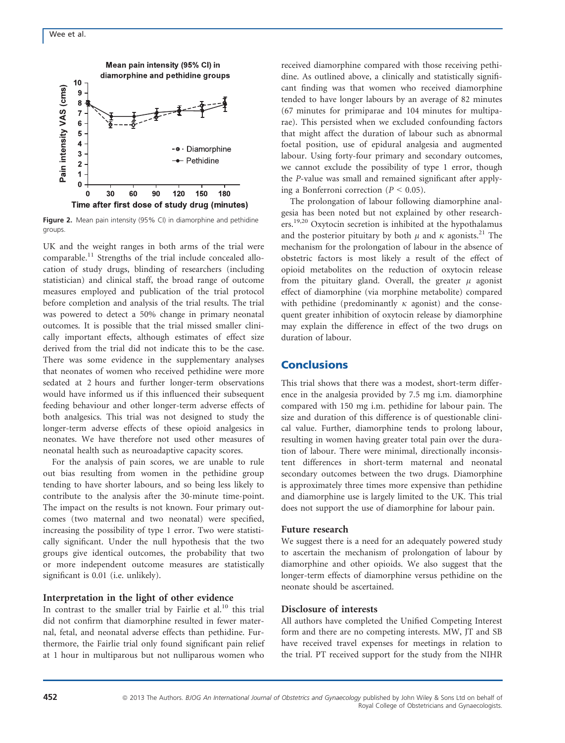Figure 2. Mean pain intensity (95% CI) in diamorphine and pethidine groups.

UK and the weight ranges in both arms of the trial were comparable.[11] Strengths of the trial include concealed allocation of study drugs, blinding of researchers (including statistician) and clinical staff, the broad range of outcome measures employed and publication of the trial protocol before completion and analysis of the trial results. The trial was powered to detect a 50% change in primary neonatal outcomes. It is possible that the trial missed smaller clinically important effects, although estimates of effect size derived from the trial did not indicate this to be the case. There was some evidence in the supplementary analyses that neonates of women who received pethidine were more sedated at 2 hours and further longer-term observations would have informed us if this influenced their subsequent feeding behaviour and other longer-term adverse effects of both analgesics. This trial was not designed to study the longer-term adverse effects of these opioid analgesics in neonates. We have therefore not used other measures of neonatal health such as neuroadaptive capacity scores.

For the analysis of pain scores, we are unable to rule out bias resulting from women in the pethidine group tending to have shorter labours, and so being less likely to contribute to the analysis after the 30-minute time-point. The impact on the results is not known. Four primary outcomes (two maternal and two neonatal) were specified, increasing the possibility of type 1 error. Two were statistically significant. Under the null hypothesis that the two groups give identical outcomes, the probability that two or more independent outcome measures are statistically significant is 0.01 (i.e. unlikely).

### Interpretation in the light of other evidence

In contrast to the smaller trial by Fairlie et al.[10] this trial did not confirm that diamorphine resulted in fewer maternal, fetal, and neonatal adverse effects than pethidine. Furthermore, the Fairlie trial only found significant pain relief at 1 hour in multiparous but not nulliparous women who received diamorphine compared with those receiving pethidine. As outlined above, a clinically and statistically significant finding was that women who received diamorphine tended to have longer labours by an average of 82 minutes (67 minutes for primiparae and 104 minutes for multiparae). This persisted when we excluded confounding factors that might affect the duration of labour such as abnormal foetal position, use of epidural analgesia and augmented labour. Using forty-four primary and secondary outcomes, we cannot exclude the possibility of type 1 error, though the *P*-value was small and remained significant after applying a Bonferroni correction ($P < 0.05$).

The prolongation of labour following diamorphine analgesia has been noted but not explained by other researchers.[19,20] Oxytocin secretion is inhibited at the hypothalamus and the posterior pituitary by both $\mu$ and $\kappa$ agonists.[21] The mechanism for the prolongation of labour in the absence of obstetric factors is most likely a result of the effect of opioid metabolites on the reduction of oxytocin release from the pituitary gland. Overall, the greater $\mu$ agonist effect of diamorphine (via morphine metabolite) compared with pethidine (predominantly $\kappa$ agonist) and the consequent greater inhibition of oxytocin release by diamorphine may explain the difference in effect of the two drugs on duration of labour.

## Conclusions

This trial shows that there was a modest, short-term difference in the analgesia provided by 7.5 mg i.m. diamorphine compared with 150 mg i.m. pethidine for labour pain. The size and duration of this difference is of questionable clinical value. Further, diamorphine tends to prolong labour, resulting in women having greater total pain over the duration of labour. There were minimal, directionally inconsistent differences in short-term maternal and neonatal secondary outcomes between the two drugs. Diamorphine is approximately three times more expensive than pethidine and diamorphine use is largely limited to the UK. This trial does not support the use of diamorphine for labour pain.

### Future research

We suggest there is a need for an adequately powered study to ascertain the mechanism of prolongation of labour by diamorphine and other opioids. We also suggest that the longer-term effects of diamorphine versus pethidine on the neonate should be ascertained.

### Disclosure of interests

All authors have completed the Unified Competing Interest form and there are no competing interests. MW, JT and SB have received travel expenses for meetings in relation to the trial. PT received support for the study from the NIHR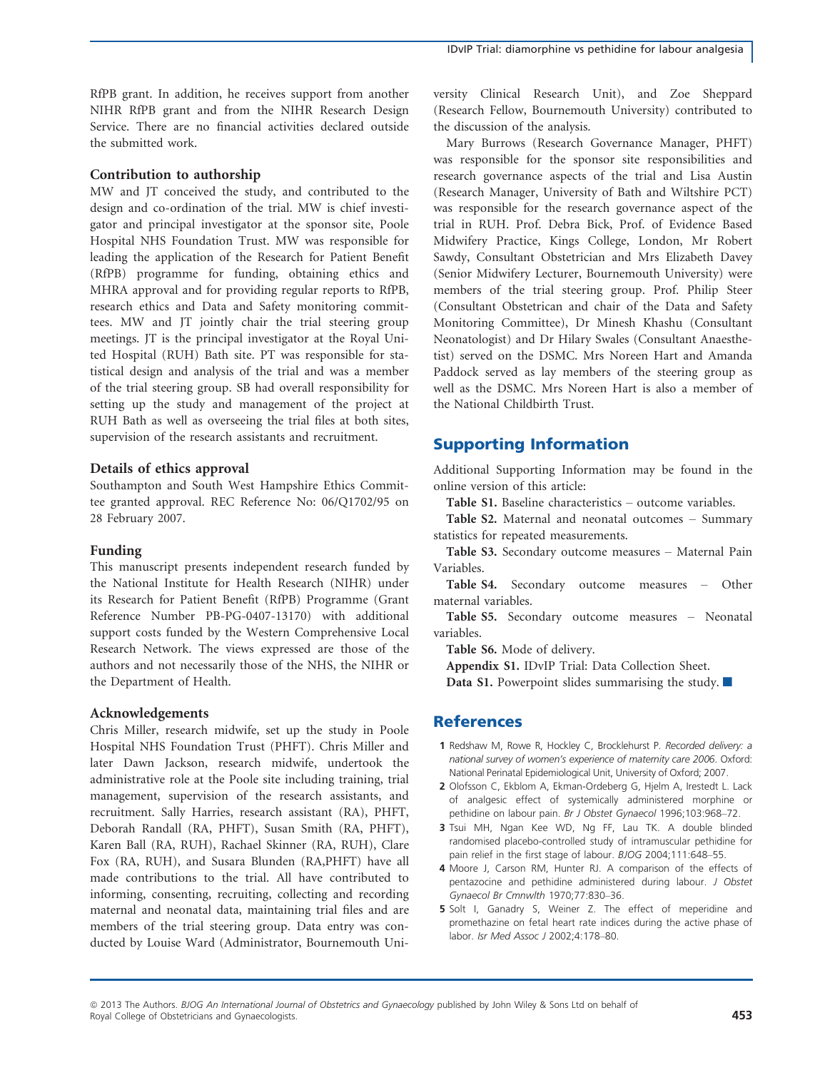RfPB grant. In addition, he receives support from another NIHR RfPB grant and from the NIHR Research Design Service. There are no financial activities declared outside the submitted work.

### Contribution to authorship

MW and JT conceived the study, and contributed to the design and co-ordination of the trial. MW is chief investigator and principal investigator at the sponsor site, Poole Hospital NHS Foundation Trust. MW was responsible for leading the application of the Research for Patient Benefit (RfPB) programme for funding, obtaining ethics and MHRA approval and for providing regular reports to RfPB, research ethics and Data and Safety monitoring committees. MW and JT jointly chair the trial steering group meetings. JT is the principal investigator at the Royal United Hospital (RUH) Bath site. PT was responsible for statistical design and analysis of the trial and was a member of the trial steering group. SB had overall responsibility for setting up the study and management of the project at RUH Bath as well as overseeing the trial files at both sites, supervision of the research assistants and recruitment.

### Details of ethics approval

Southampton and South West Hampshire Ethics Committee granted approval. REC Reference No: 06/Q1702/95 on 28 February 2007.

### Funding

This manuscript presents independent research funded by the National Institute for Health Research (NIHR) under its Research for Patient Benefit (RfPB) Programme (Grant Reference Number PB-PG-0407-13170) with additional support costs funded by the Western Comprehensive Local Research Network. The views expressed are those of the authors and not necessarily those of the NHS, the NIHR or the Department of Health.

### Acknowledgements

Chris Miller, research midwife, set up the study in Poole Hospital NHS Foundation Trust (PHFT). Chris Miller and later Dawn Jackson, research midwife, undertook the administrative role at the Poole site including training, trial management, supervision of the research assistants, and recruitment. Sally Harries, research assistant (RA), PHFT, Deborah Randall (RA, PHFT), Susan Smith (RA, PHFT), Karen Ball (RA, RUH), Rachael Skinner (RA, RUH), Clare Fox (RA, RUH), and Susara Blunden (RA,PHFT) have all made contributions to the trial. All have contributed to informing, consenting, recruiting, collecting and recording maternal and neonatal data, maintaining trial files and are members of the trial steering group. Data entry was conducted by Louise Ward (Administrator, Bournemouth University Clinical Research Unit), and Zoe Sheppard (Research Fellow, Bournemouth University) contributed to the discussion of the analysis.

Mary Burrows (Research Governance Manager, PHFT) was responsible for the sponsor site responsibilities and research governance aspects of the trial and Lisa Austin (Research Manager, University of Bath and Wiltshire PCT) was responsible for the research governance aspect of the trial in RUH. Prof. Debra Bick, Prof. of Evidence Based Midwifery Practice, Kings College, London, Mr Robert Sawdy, Consultant Obstetrician and Mrs Elizabeth Davey (Senior Midwifery Lecturer, Bournemouth University) were members of the trial steering group. Prof. Philip Steer (Consultant Obstetrican and chair of the Data and Safety Monitoring Committee), Dr Minesh Khashu (Consultant Neonatologist) and Dr Hilary Swales (Consultant Anaesthetist) served on the DSMC. Mrs Noreen Hart and Amanda Paddock served as lay members of the steering group as well as the DSMC. Mrs Noreen Hart is also a member of the National Childbirth Trust.

## Supporting Information

Additional Supporting Information may be found in the online version of this article:

**Table S1.** Baseline characteristics – outcome variables.

**Table S2.** Maternal and neonatal outcomes – Summary statistics for repeated measurements.

**Table S3.** Secondary outcome measures – Maternal Pain Variables.

**Table S4.** Secondary outcome measures – Other maternal variables.

**Table S5.** Secondary outcome measures – Neonatal variables.

**Table S6.** Mode of delivery.

**Appendix S1.** IDvIP Trial: Data Collection Sheet.

**Data S1.** Powerpoint slides summarising the study. ■

## References

1 Redshaw M, Rowe R, Hockley C, Brocklehurst P. *Recorded delivery: a national survey of women's experience of maternity care 2006*. Oxford: National Perinatal Epidemiological Unit, University of Oxford; 2007.

2 Olofsson C, Ekblom A, Ekman-Ordeberg G, Hjelm A, Irestedt L. Lack of analgesic effect of systemically administered morphine or pethidine on labour pain. *Br J Obstet Gynaecol* 1996;103:968–72.

3 Tsui MH, Ngan Kee WD, Ng FF, Lau TK. A double blinded randomised placebo-controlled study of intramuscular pethidine for pain relief in the first stage of labour. *BJOG* 2004;111:648–55.

4 Moore J, Carson RM, Hunter RJ. A comparison of the effects of pentazocine and pethidine administered during labour. *J Obstet Gynaecol Br Cmnwlth* 1970;77:830–36.

5 Solt I, Ganadry S, Weiner Z. The effect of meperidine and promethazine on fetal heart rate indices during the active phase of labor. *Isr Med Assoc J* 2002;4:178–80.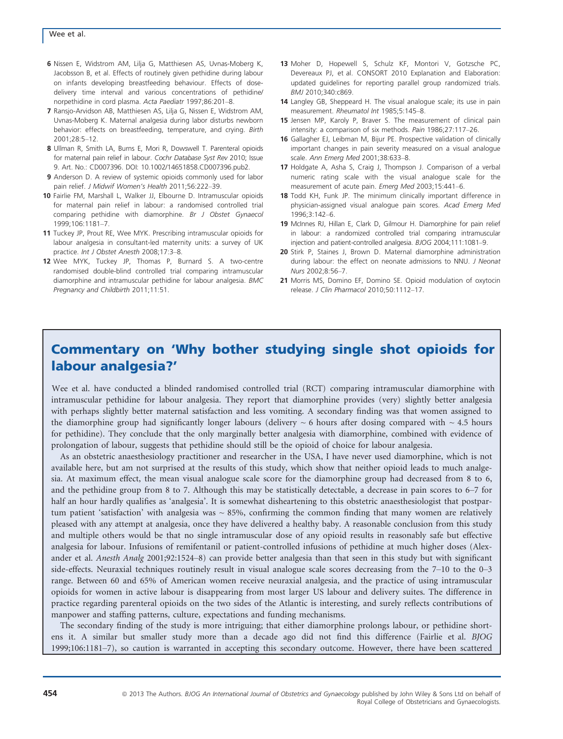6 Nissen E, Widstrom AM, Lilja G, Matthiesen AS, Uvnas-Moberg K, Jacobsson B, et al. Effects of routinely given pethidine during labour on infants developing breastfeeding behaviour. Effects of dose-delivery time interval and various concentrations of pethidine/norpethidine in cord plasma. *Acta Paediatr* 1997;86:201–8.

7 Ransjo-Arvidson AB, Matthiesen AS, Lilja G, Nissen E, Widstrom AM, Uvnas-Moberg K. Maternal analgesia during labor disturbs newborn behavior: effects on breastfeeding, temperature, and crying. *Birth* 2001;28:5–12.

8 Ullman R, Smith LA, Burns E, Mori R, Dowswell T. Parenteral opioids for maternal pain relief in labour. *Cochr Database Syst Rev* 2010; Issue 9. Art. No.: CD007396. DOI: 10.1002/14651858.CD007396.pub2.

9 Anderson D. A review of systemic opioids commonly used for labor pain relief. *J Midwif Women's Health* 2011;56:222–39.

10 Fairlie FM, Marshall L, Walker JJ, Elbourne D. Intramuscular opioids for maternal pain relief in labour: a randomised controlled trial comparing pethidine with diamorphine. *Br J Obstet Gynaecol* 1999;106:1181–7.

11 Tuckey JP, Prout RE, Wee MYK. Prescribing intramuscular opioids for labour analgesia in consultant-led maternity units: a survey of UK practice. *Int J Obstet Anesth* 2008;17:3–8.

12 Wee MYK, Tuckey JP, Thomas P, Burnard S. A two-centre randomised double-blind controlled trial comparing intramuscular diamorphine and intramuscular pethidine for labour analgesia. *BMC Pregnancy and Childbirth* 2011;11:51.

13 Moher D, Hopewell S, Schulz KF, Montori V, Gotzsche PC, Devereaux PJ, et al. CONSORT 2010 Explanation and Elaboration: updated guidelines for reporting parallel group randomized trials. *BMJ* 2010;340:c869.

14 Langley GB, Sheppeard H. The visual analogue scale; its use in pain measurement. *Rheumatol Int* 1985;5:145–8.

15 Jensen MP, Karoly P, Braver S. The measurement of clinical pain intensity: a comparison of six methods. *Pain* 1986;27:117–26.

16 Gallagher EJ, Leibman M, Bijur PE. Prospective validation of clinically important changes in pain severity measured on a visual analogue scale. *Ann Emerg Med* 2001;38:633–8.

17 Holdgate A, Asha S, Craig J, Thompson J. Comparison of a verbal numeric rating scale with the visual analogue scale for the measurement of acute pain. *Emerg Med* 2003;15:441–6.

18 Todd KH, Funk JP. The minimum clinically important difference in physician-assigned visual analogue pain scores. *Acad Emerg Med* 1996;3:142–6.

19 McInnes RJ, Hillan E, Clark D, Gilmour H. Diamorphine for pain relief in labour: a randomized controlled trial comparing intramuscular injection and patient-controlled analgesia. *BJOG* 2004;111:1081–9.

20 Stirk P, Staines J, Brown D. Maternal diamorphine administration during labour: the effect on neonate admissions to NNU. *J Neonat Nurs* 2002;8:56–7.

21 Morris MS, Domino EF, Domino SE. Opioid modulation of oxytocin release. *J Clin Pharmacol* 2010;50:1112–17.

## Commentary on 'Why bother studying single shot opioids for labour analgesia?'

Wee et al. have conducted a blinded randomised controlled trial (RCT) comparing intramuscular diamorphine with intramuscular pethidine for labour analgesia. They report that diamorphine provides (very) slightly better analgesia with perhaps slightly better maternal satisfaction and less vomiting. A secondary finding was that women assigned to the diamorphine group had significantly longer labours (delivery ~ 6 hours after dosing compared with ~ 4.5 hours for pethidine). They conclude that the only marginally better analgesia with diamorphine, combined with evidence of prolongation of labour, suggests that pethidine should still be the opioid of choice for labour analgesia.

As an obstetric anaesthesiology practitioner and researcher in the USA, I have never used diamorphine, which is not available here, but am not surprised at the results of this study, which show that neither opioid leads to much analgesia. At maximum effect, the mean visual analogue scale score for the diamorphine group had decreased from 8 to 6, and the pethidine group from 8 to 7. Although this may be statistically detectable, a decrease in pain scores to 6–7 for half an hour hardly qualifies as 'analgesia'. It is somewhat disheartening to this obstetric anaesthesiologist that postpartum patient 'satisfaction' with analgesia was ~ 85%, confirming the common finding that many women are relatively pleased with any attempt at analgesia, once they have delivered a healthy baby. A reasonable conclusion from this study and multiple others would be that no single intramuscular dose of any opioid results in reasonably safe but effective analgesia for labour. Infusions of remifentanil or patient-controlled infusions of pethidine at much higher doses (Alexander et al. *Anesth Analg* 2001;92:1524–8) can provide better analgesia than that seen in this study but with significant side-effects. Neuraxial techniques routinely result in visual analogue scale scores decreasing from the 7–10 to the 0–3 range. Between 60 and 65% of American women receive neuraxial analgesia, and the practice of using intramuscular opioids for women in active labour is disappearing from most larger US labour and delivery suites. The difference in practice regarding parenteral opioids on the two sides of the Atlantic is interesting, and surely reflects contributions of manpower and staffing patterns, culture, expectations and funding mechanisms.

The secondary finding of the study is more intriguing; that either diamorphine prolongs labour, or pethidine shortens it. A similar but smaller study more than a decade ago did not find this difference (Fairlie et al. *BJOG* 1999;106:1181–7), so caution is warranted in accepting this secondary outcome. However, there have been scattered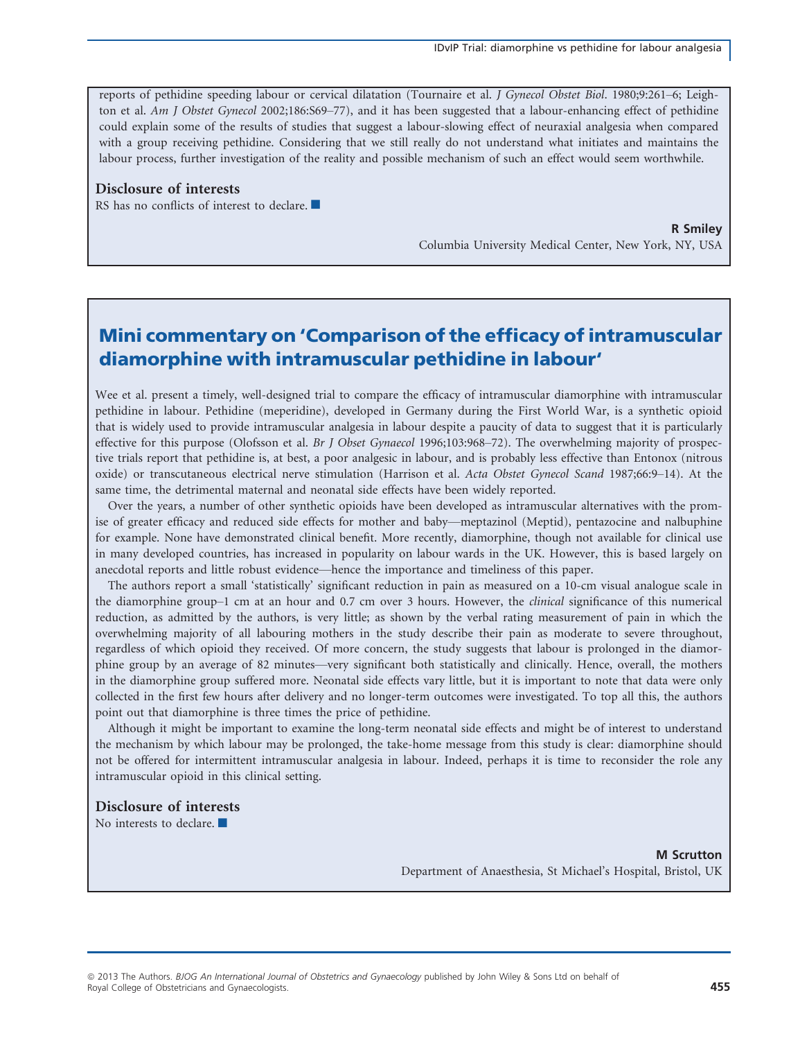reports of pethidine speeding labour or cervical dilatation (Tournaire et al. *J Gynecol Obstet Biol*. 1980;9:261–6; Leighton et al. *Am J Obstet Gynecol* 2002;186:S69–77), and it has been suggested that a labour-enhancing effect of pethidine could explain some of the results of studies that suggest a labour-slowing effect of neuraxial analgesia when compared with a group receiving pethidine. Considering that we still really do not understand what initiates and maintains the labour process, further investigation of the reality and possible mechanism of such an effect would seem worthwhile.

### Disclosure of interests

RS has no conflicts of interest to declare. ■

**R Smiley**
Columbia University Medical Center, New York, NY, USA

## Mini commentary on 'Comparison of the efficacy of intramuscular diamorphine with intramuscular pethidine in labour'

Wee et al. present a timely, well-designed trial to compare the efficacy of intramuscular diamorphine with intramuscular pethidine in labour. Pethidine (meperidine), developed in Germany during the First World War, is a synthetic opioid that is widely used to provide intramuscular analgesia in labour despite a paucity of data to suggest that it is particularly effective for this purpose (Olofsson et al. *Br J Obset Gynaecol* 1996;103:968–72). The overwhelming majority of prospective trials report that pethidine is, at best, a poor analgesic in labour, and is probably less effective than Entonox (nitrous oxide) or transcutaneous electrical nerve stimulation (Harrison et al. *Acta Obstet Gynecol Scand* 1987;66:9–14). At the same time, the detrimental maternal and neonatal side effects have been widely reported.

Over the years, a number of other synthetic opioids have been developed as intramuscular alternatives with the promise of greater efficacy and reduced side effects for mother and baby—meptazinol (Meptid), pentazocine and nalbuphine for example. None have demonstrated clinical benefit. More recently, diamorphine, though not available for clinical use in many developed countries, has increased in popularity on labour wards in the UK. However, this is based largely on anecdotal reports and little robust evidence—hence the importance and timeliness of this paper.

The authors report a small 'statistically' significant reduction in pain as measured on a 10-cm visual analogue scale in the diamorphine group–1 cm at an hour and 0.7 cm over 3 hours. However, the *clinical* significance of this numerical reduction, as admitted by the authors, is very little; as shown by the verbal rating measurement of pain in which the overwhelming majority of all labouring mothers in the study describe their pain as moderate to severe throughout, regardless of which opioid they received. Of more concern, the study suggests that labour is prolonged in the diamorphine group by an average of 82 minutes—very significant both statistically and clinically. Hence, overall, the mothers in the diamorphine group suffered more. Neonatal side effects vary little, but it is important to note that data were only collected in the first few hours after delivery and no longer-term outcomes were investigated. To top all this, the authors point out that diamorphine is three times the price of pethidine.

Although it might be important to examine the long-term neonatal side effects and might be of interest to understand the mechanism by which labour may be prolonged, the take-home message from this study is clear: diamorphine should not be offered for intermittent intramuscular analgesia in labour. Indeed, perhaps it is time to reconsider the role any intramuscular opioid in this clinical setting.

### Disclosure of interests

No interests to declare. ■

**M Scrutton**
Department of Anaesthesia, St Michael's Hospital, Bristol, UK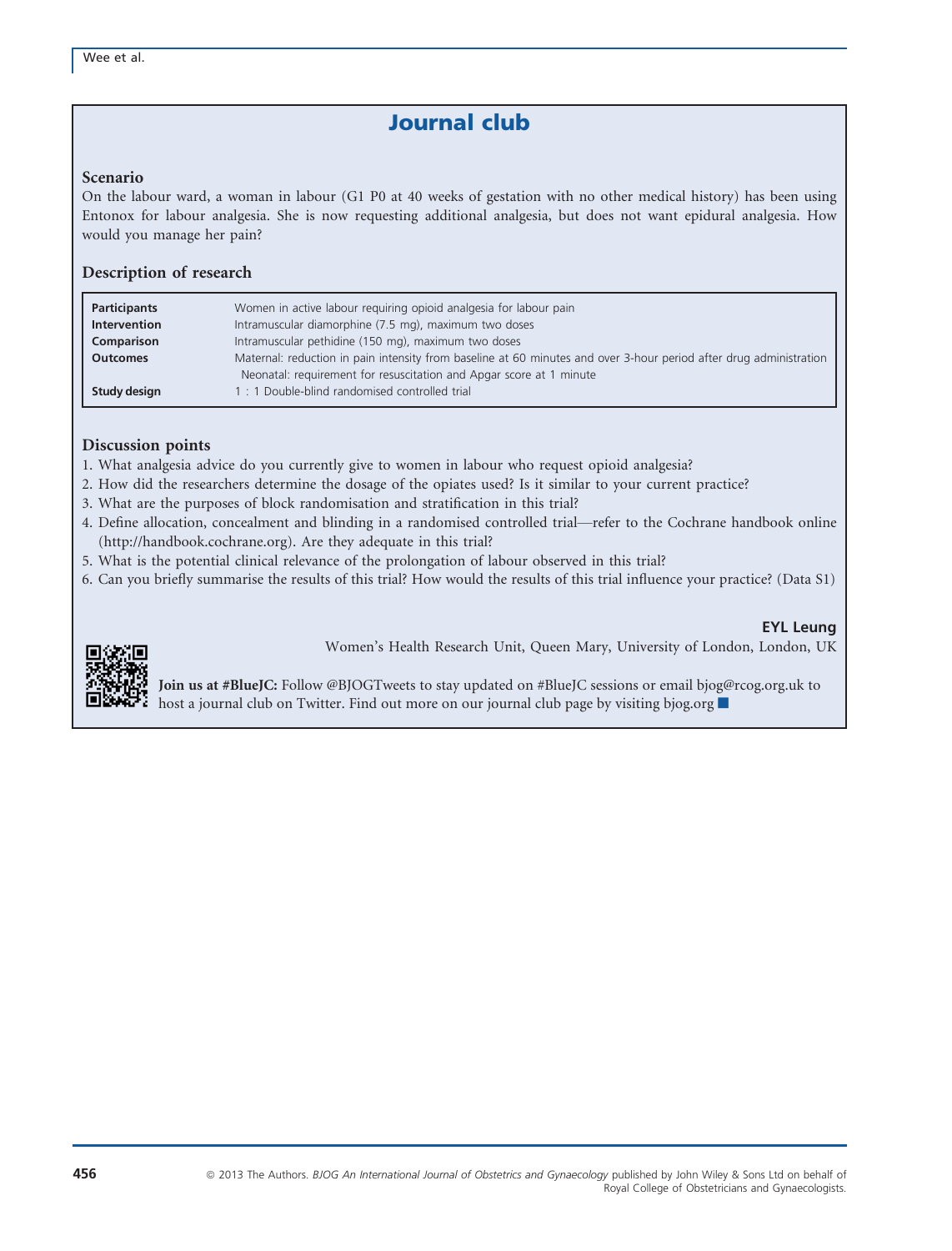# Journal club

## Scenario

On the labour ward, a woman in labour (G1 P0 at 40 weeks of gestation with no other medical history) has been using Entonox for labour analgesia. She is now requesting additional analgesia, but does not want epidural analgesia. How would you manage her pain?

## Description of research

| | |
|---|---|
| **Participants** | Women in active labour requiring opioid analgesia for labour pain |
| **Intervention** | Intramuscular diamorphine (7.5 mg), maximum two doses |
| **Comparison** | Intramuscular pethidine (150 mg), maximum two doses |
| **Outcomes** | Maternal: reduction in pain intensity from baseline at 60 minutes and over 3-hour period after drug administration<br>Neonatal: requirement for resuscitation and Apgar score at 1 minute |
| **Study design** | 1 : 1 Double-blind randomised controlled trial |

## Discussion points

1. What analgesia advice do you currently give to women in labour who request opioid analgesia?
2. How did the researchers determine the dosage of the opiates used? Is it similar to your current practice?
3. What are the purposes of block randomisation and stratification in this trial?
4. Define allocation, concealment and blinding in a randomised controlled trial—refer to the Cochrane handbook online (http://handbook.cochrane.org). Are they adequate in this trial?
5. What is the potential clinical relevance of the prolongation of labour observed in this trial?
6. Can you briefly summarise the results of this trial? How would the results of this trial influence your practice? (Data S1)

**EYL Leung**

Women's Health Research Unit, Queen Mary, University of London, London, UK

**Join us at #BlueJC:** Follow @BJOGTweets to stay updated on #BlueJC sessions or email bjog@rcog.org.uk to host a journal club on Twitter. Find out more on our journal club page by visiting bjog.org